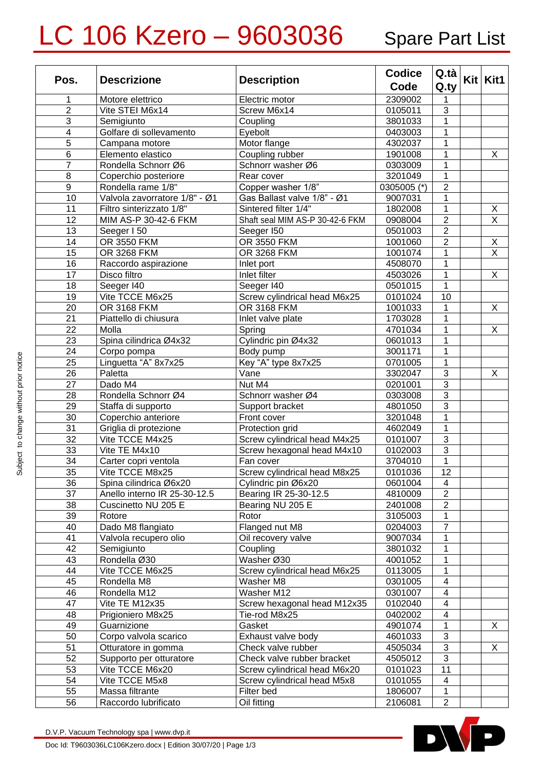# LC 106 Kzero – 9603036 Spare Part List

| Pos. | Descrizione | Description | Codice Code | Q.tà Q.ty | Kit | Kit1 |
|---|---|---|---|---|---|---|
| 1 | Motore elettrico | Electric motor | 2309002 | 1 | | |
| 2 | Vite STEI M6x14 | Screw M6x14 | 0105011 | 3 | | |
| 3 | Semigiunto | Coupling | 3801033 | 1 | | |
| 4 | Golfare di sollevamento | Eyebolt | 0403003 | 1 | | |
| 5 | Campana motore | Motor flange | 4302037 | 1 | | |
| 6 | Elemento elastico | Coupling rubber | 1901008 | 1 | | X |
| 7 | Rondella Schnorr Ø6 | Schnorr washer Ø6 | 0303009 | 1 | | |
| 8 | Coperchio posteriore | Rear cover | 3201049 | 1 | | |
| 9 | Rondella rame 1/8" | Copper washer 1/8" | 0305005 (*) | 2 | | |
| 10 | Valvola zavorratore 1/8" - Ø1 | Gas Ballast valve 1/8" - Ø1 | 9007031 | 1 | | |
| 11 | Filtro sinterizzato 1/8" | Sintered filter 1/4" | 1802008 | 1 | | X |
| 12 | MIM AS-P 30-42-6 FKM | Shaft seal MIM AS-P 30-42-6 FKM | 0908004 | 2 | | X |
| 13 | Seeger I 50 | Seeger I50 | 0501003 | 2 | | |
| 14 | OR 3550 FKM | OR 3550 FKM | 1001060 | 2 | | X |
| 15 | OR 3268 FKM | OR 3268 FKM | 1001074 | 1 | | X |
| 16 | Raccordo aspirazione | Inlet port | 4508070 | 1 | | |
| 17 | Disco filtro | Inlet filter | 4503026 | 1 | | X |
| 18 | Seeger I40 | Seeger I40 | 0501015 | 1 | | |
| 19 | Vite TCCE M6x25 | Screw cylindrical head M6x25 | 0101024 | 10 | | |
| 20 | OR 3168 FKM | OR 3168 FKM | 1001033 | 1 | | X |
| 21 | Piattello di chiusura | Inlet valve plate | 1703028 | 1 | | |
| 22 | Molla | Spring | 4701034 | 1 | | X |
| 23 | Spina cilindrica Ø4x32 | Cylindric pin Ø4x32 | 0601013 | 1 | | |
| 24 | Corpo pompa | Body pump | 3001171 | 1 | | |
| 25 | Linguetta "A" 8x7x25 | Key "A" type 8x7x25 | 0701005 | 1 | | |
| 26 | Paletta | Vane | 3302047 | 3 | | X |
| 27 | Dado M4 | Nut M4 | 0201001 | 3 | | |
| 28 | Rondella Schnorr Ø4 | Schnorr washer Ø4 | 0303008 | 3 | | |
| 29 | Staffa di supporto | Support bracket | 4801050 | 3 | | |
| 30 | Coperchio anteriore | Front cover | 3201048 | 1 | | |
| 31 | Griglia di protezione | Protection grid | 4602049 | 1 | | |
| 32 | Vite TCCE M4x25 | Screw cylindrical head M4x25 | 0101007 | 3 | | |
| 33 | Vite TE M4x10 | Screw hexagonal head M4x10 | 0102003 | 3 | | |
| 34 | Carter copri ventola | Fan cover | 3704010 | 1 | | |
| 35 | Vite TCCE M8x25 | Screw cylindrical head M8x25 | 0101036 | 12 | | |
| 36 | Spina cilindrica Ø6x20 | Cylindric pin Ø6x20 | 0601004 | 4 | | |
| 37 | Anello interno IR 25-30-12.5 | Bearing IR 25-30-12.5 | 4810009 | 2 | | |
| 38 | Cuscinetto NU 205 E | Bearing NU 205 E | 2401008 | 2 | | |
| 39 | Rotore | Rotor | 3105003 | 1 | | |
| 40 | Dado M8 flangiato | Flanged nut M8 | 0204003 | 7 | | |
| 41 | Valvola recupero olio | Oil recovery valve | 9007034 | 1 | | |
| 42 | Semigiunto | Coupling | 3801032 | 1 | | |
| 43 | Rondella Ø30 | Washer Ø30 | 4001052 | 1 | | |
| 44 | Vite TCCE M6x25 | Screw cylindrical head M6x25 | 0113005 | 1 | | |
| 45 | Rondella M8 | Washer M8 | 0301005 | 4 | | |
| 46 | Rondella M12 | Washer M12 | 0301007 | 4 | | |
| 47 | Vite TE M12x35 | Screw hexagonal head M12x35 | 0102040 | 4 | | |
| 48 | Prigioniero M8x25 | Tie-rod M8x25 | 0402002 | 4 | | |
| 49 | Guarnizione | Gasket | 4901074 | 1 | | X |
| 50 | Corpo valvola scarico | Exhaust valve body | 4601033 | 3 | | |
| 51 | Otturatore in gomma | Check valve rubber | 4505034 | 3 | | X |
| 52 | Supporto per otturatore | Check valve rubber bracket | 4505012 | 3 | | |
| 53 | Vite TCCE M6x20 | Screw cylindrical head M6x20 | 0101023 | 11 | | |
| 54 | Vite TCCE M5x8 | Screw cylindrical head M5x8 | 0101055 | 4 | | |
| 55 | Massa filtrante | Filter bed | 1806007 | 1 | | |
| 56 | Raccordo lubrificato | Oil fitting | 2106081 | 2 | | |

Subject to change without prior notice

D.V.P. Vacuum Technology spa | www.dvp.it

Doc Id: T9603036LC106Kzero.docx | Edition 30/07/20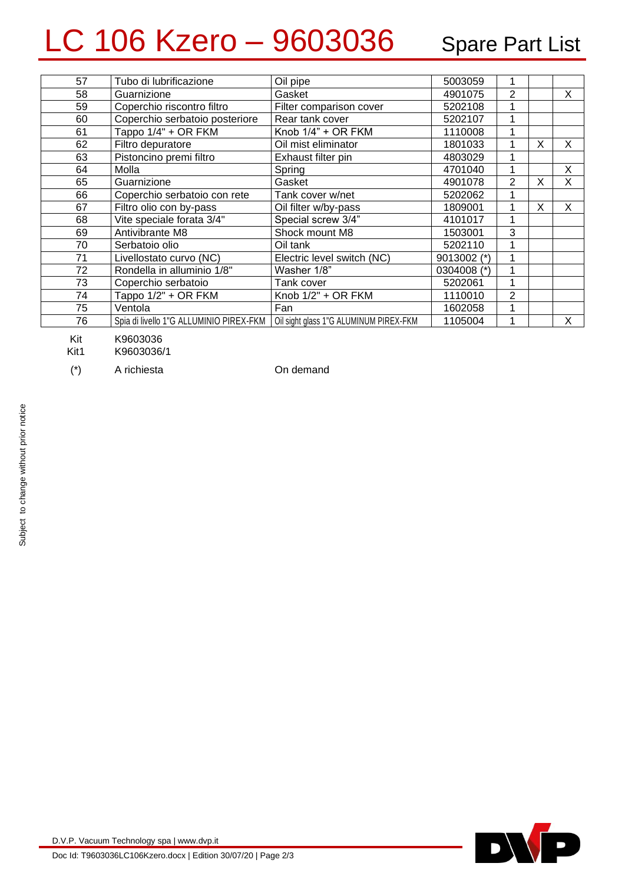# LC 106 Kzero – 9603036 Spare Part List

| | | | | | | |
|---|---|---|---|---|---|---|
| 57 | Tubo di lubrificazione | Oil pipe | 5003059 | 1 | | |
| 58 | Guarnizione | Gasket | 4901075 | 2 | | X |
| 59 | Coperchio riscontro filtro | Filter comparison cover | 5202108 | 1 | | |
| 60 | Coperchio serbatoio posteriore | Rear tank cover | 5202107 | 1 | | |
| 61 | Tappo 1/4" + OR FKM | Knob 1/4" + OR FKM | 1110008 | 1 | | |
| 62 | Filtro depuratore | Oil mist eliminator | 1801033 | 1 | X | X |
| 63 | Pistoncino premi filtro | Exhaust filter pin | 4803029 | 1 | | |
| 64 | Molla | Spring | 4701040 | 1 | | X |
| 65 | Guarnizione | Gasket | 4901078 | 2 | X | X |
| 66 | Coperchio serbatoio con rete | Tank cover w/net | 5202062 | 1 | | |
| 67 | Filtro olio con by-pass | Oil filter w/by-pass | 1809001 | 1 | X | X |
| 68 | Vite speciale forata 3/4" | Special screw 3/4" | 4101017 | 1 | | |
| 69 | Antivibrante M8 | Shock mount M8 | 1503001 | 3 | | |
| 70 | Serbatoio olio | Oil tank | 5202110 | 1 | | |
| 71 | Livellostato curvo (NC) | Electric level switch (NC) | 9013002 (*) | 1 | | |
| 72 | Rondella in alluminio 1/8" | Washer 1/8" | 0304008 (*) | 1 | | |
| 73 | Coperchio serbatoio | Tank cover | 5202061 | 1 | | |
| 74 | Tappo 1/2" + OR FKM | Knob 1/2" + OR FKM | 1110010 | 2 | | |
| 75 | Ventola | Fan | 1602058 | 1 | | |
| 76 | Spia di livello 1"G ALLUMINIO PIREX-FKM | Oil sight glass 1"G ALUMINUM PIREX-FKM | 1105004 | 1 | | X |

Kit K9603036

Kit1 K9603036/1

(*) A richiesta — On demand

Subject to change without prior notice

D.V.P. Vacuum Technology spa | www.dvp.it

Doc Id: T9603036LC106Kzero.docx | Edition 30/07/20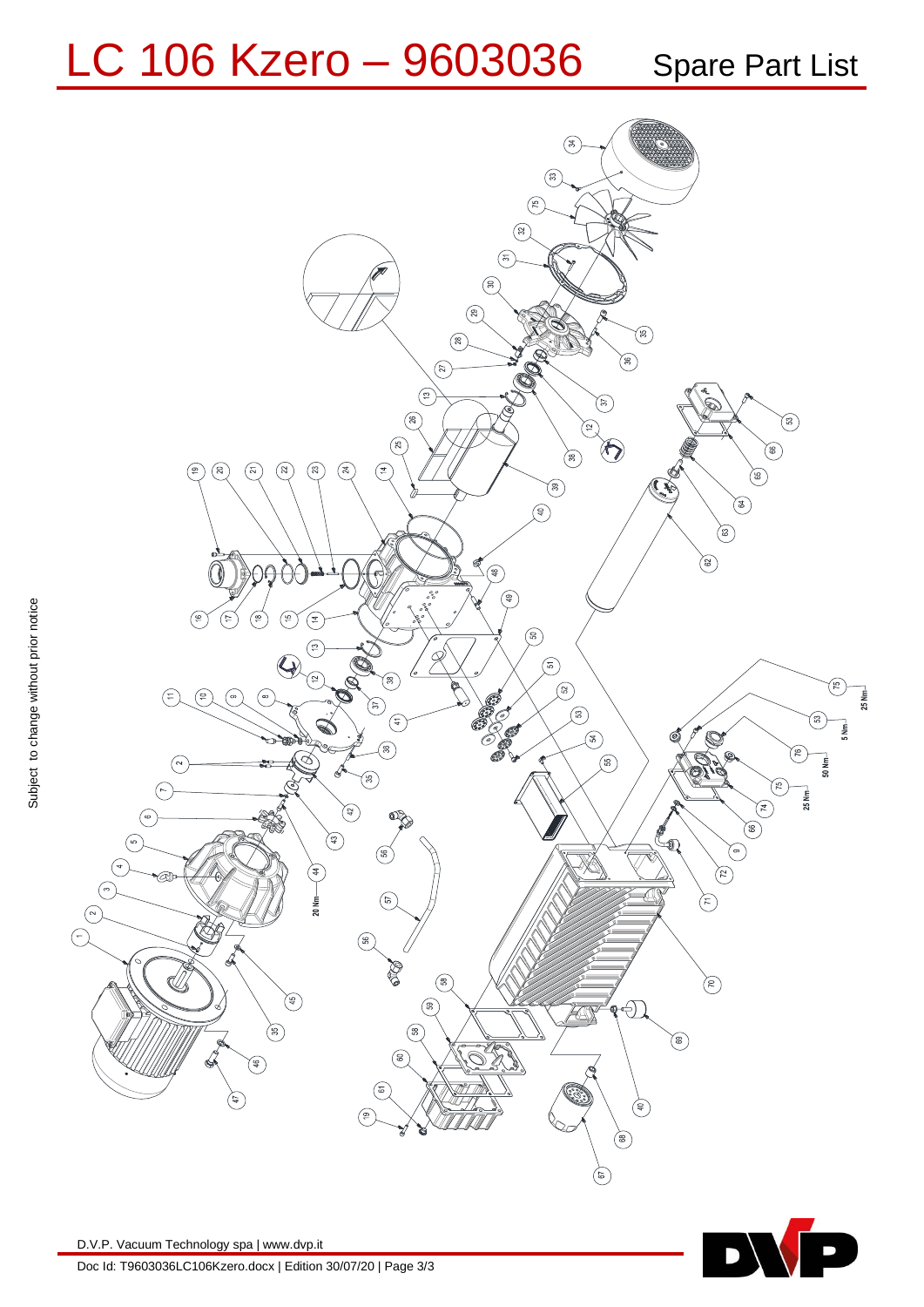# LC 106 Kzero – 9603036 Spare Part List

Subject to change without prior notice

34
33
75
32
31
30
29
28
27
13
26
25
14
35
36
37
12
38
39
40
53
66
65
64
63
62
19
20
21
22
23
24
16
17
18
15
14
48
49
50
13
12
38
37
41
51
52
53
54
55
11
10
9
8
36
35
2
42
7
6
43
5
4
44
3
2
1
45
35
46
47
20 Nm
56
57
56
58
59
58
60
61
19
67
68
40
69
70
71
72
9
66
74
75
76
53
75
25 Nm
5 Nm
50 Nm
25 Nm